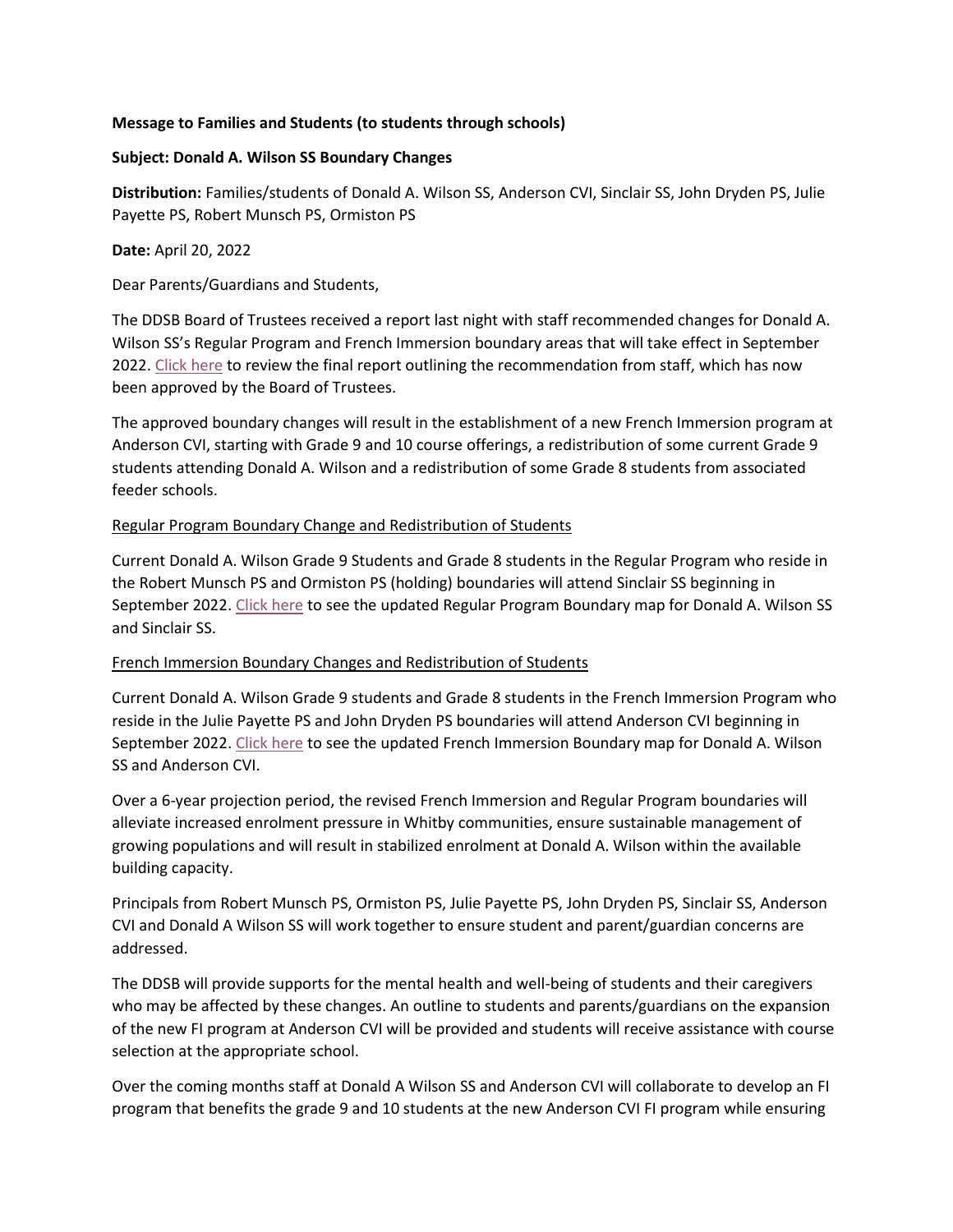**Message to Families and Students (to students through schools)**

**Subject: Donald A. Wilson SS Boundary Changes**

**Distribution:** Families/students of Donald A. Wilson SS, Anderson CVI, Sinclair SS, John Dryden PS, Julie Payette PS, Robert Munsch PS, Ormiston PS

**Date:** April 20, 2022

Dear Parents/Guardians and Students,

The DDSB Board of Trustees received a report last night with staff recommended changes for Donald A. Wilson SS's Regular Program and French Immersion boundary areas that will take effect in September 2022. Click here to review the final report outlining the recommendation from staff, which has now been approved by the Board of Trustees.

The approved boundary changes will result in the establishment of a new French Immersion program at Anderson CVI, starting with Grade 9 and 10 course offerings, a redistribution of some current Grade 9 students attending Donald A. Wilson and a redistribution of some Grade 8 students from associated feeder schools.

Regular Program Boundary Change and Redistribution of Students

Current Donald A. Wilson Grade 9 Students and Grade 8 students in the Regular Program who reside in the Robert Munsch PS and Ormiston PS (holding) boundaries will attend Sinclair SS beginning in September 2022. Click here to see the updated Regular Program Boundary map for Donald A. Wilson SS and Sinclair SS.

French Immersion Boundary Changes and Redistribution of Students

Current Donald A. Wilson Grade 9 students and Grade 8 students in the French Immersion Program who reside in the Julie Payette PS and John Dryden PS boundaries will attend Anderson CVI beginning in September 2022. Click here to see the updated French Immersion Boundary map for Donald A. Wilson SS and Anderson CVI.

Over a 6-year projection period, the revised French Immersion and Regular Program boundaries will alleviate increased enrolment pressure in Whitby communities, ensure sustainable management of growing populations and will result in stabilized enrolment at Donald A. Wilson within the available building capacity.

Principals from Robert Munsch PS, Ormiston PS, Julie Payette PS, John Dryden PS, Sinclair SS, Anderson CVI and Donald A Wilson SS will work together to ensure student and parent/guardian concerns are addressed.

The DDSB will provide supports for the mental health and well-being of students and their caregivers who may be affected by these changes. An outline to students and parents/guardians on the expansion of the new FI program at Anderson CVI will be provided and students will receive assistance with course selection at the appropriate school.

Over the coming months staff at Donald A Wilson SS and Anderson CVI will collaborate to develop an FI program that benefits the grade 9 and 10 students at the new Anderson CVI FI program while ensuring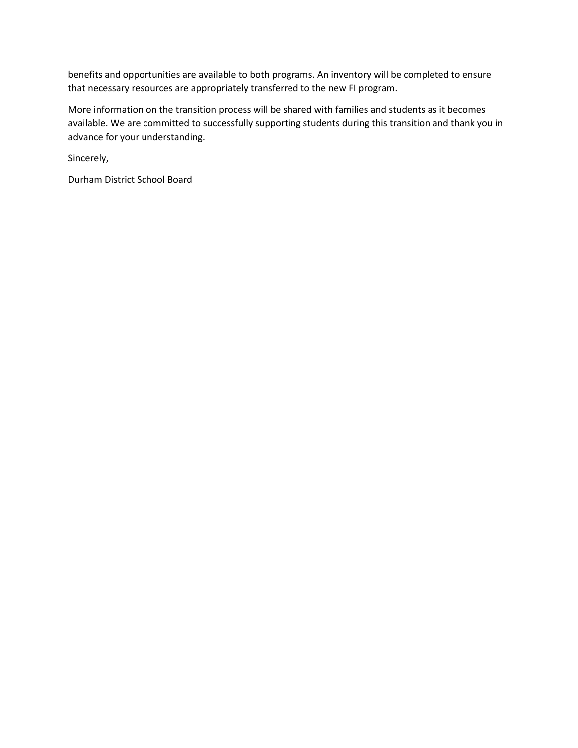benefits and opportunities are available to both programs. An inventory will be completed to ensure that necessary resources are appropriately transferred to the new FI program.

More information on the transition process will be shared with families and students as it becomes available. We are committed to successfully supporting students during this transition and thank you in advance for your understanding.

Sincerely,

Durham District School Board